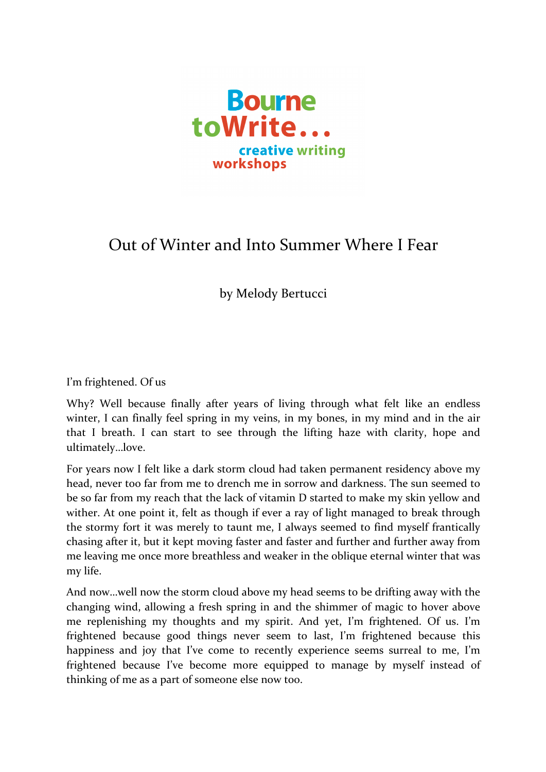Bourne toWrite... creative writing workshops

# Out of Winter and Into Summer Where I Fear

by Melody Bertucci

I'm frightened. Of us

Why? Well because finally after years of living through what felt like an endless winter, I can finally feel spring in my veins, in my bones, in my mind and in the air that I breath. I can start to see through the lifting haze with clarity, hope and ultimately…love.

For years now I felt like a dark storm cloud had taken permanent residency above my head, never too far from me to drench me in sorrow and darkness. The sun seemed to be so far from my reach that the lack of vitamin D started to make my skin yellow and wither. At one point it, felt as though if ever a ray of light managed to break through the stormy fort it was merely to taunt me, I always seemed to find myself frantically chasing after it, but it kept moving faster and faster and further and further away from me leaving me once more breathless and weaker in the oblique eternal winter that was my life.

And now…well now the storm cloud above my head seems to be drifting away with the changing wind, allowing a fresh spring in and the shimmer of magic to hover above me replenishing my thoughts and my spirit. And yet, I'm frightened. Of us. I'm frightened because good things never seem to last, I'm frightened because this happiness and joy that I've come to recently experience seems surreal to me, I'm frightened because I've become more equipped to manage by myself instead of thinking of me as a part of someone else now too.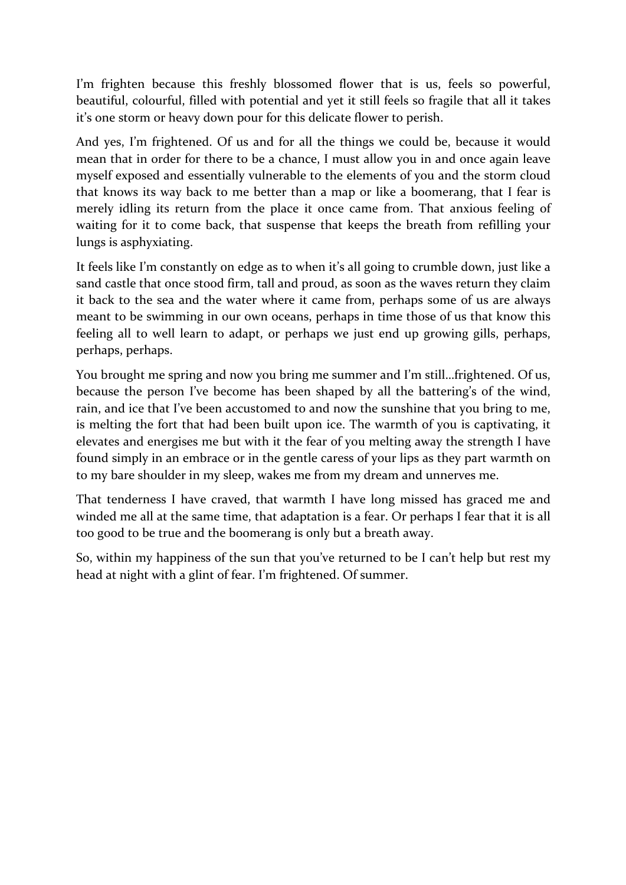I'm frighten because this freshly blossomed flower that is us, feels so powerful, beautiful, colourful, filled with potential and yet it still feels so fragile that all it takes it's one storm or heavy down pour for this delicate flower to perish.

And yes, I'm frightened. Of us and for all the things we could be, because it would mean that in order for there to be a chance, I must allow you in and once again leave myself exposed and essentially vulnerable to the elements of you and the storm cloud that knows its way back to me better than a map or like a boomerang, that I fear is merely idling its return from the place it once came from. That anxious feeling of waiting for it to come back, that suspense that keeps the breath from refilling your lungs is asphyxiating.

It feels like I'm constantly on edge as to when it's all going to crumble down, just like a sand castle that once stood firm, tall and proud, as soon as the waves return they claim it back to the sea and the water where it came from, perhaps some of us are always meant to be swimming in our own oceans, perhaps in time those of us that know this feeling all to well learn to adapt, or perhaps we just end up growing gills, perhaps, perhaps, perhaps.

You brought me spring and now you bring me summer and I'm still…frightened. Of us, because the person I've become has been shaped by all the battering's of the wind, rain, and ice that I've been accustomed to and now the sunshine that you bring to me, is melting the fort that had been built upon ice. The warmth of you is captivating, it elevates and energises me but with it the fear of you melting away the strength I have found simply in an embrace or in the gentle caress of your lips as they part warmth on to my bare shoulder in my sleep, wakes me from my dream and unnerves me.

That tenderness I have craved, that warmth I have long missed has graced me and winded me all at the same time, that adaptation is a fear. Or perhaps I fear that it is all too good to be true and the boomerang is only but a breath away.

So, within my happiness of the sun that you've returned to be I can't help but rest my head at night with a glint of fear. I'm frightened. Of summer.